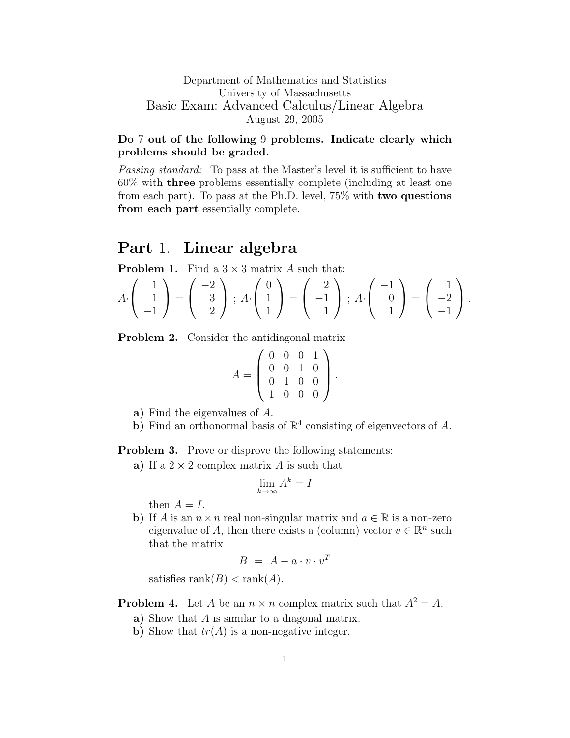Department of Mathematics and Statistics
University of Massachusetts

# Basic Exam: Advanced Calculus/Linear Algebra

August 29, 2005

**Do 7 out of the following 9 problems. Indicate clearly which problems should be graded.**

*Passing standard:* To pass at the Master's level it is sufficient to have 60% with **three** problems essentially complete (including at least one from each part). To pass at the Ph.D. level, 75% with **two questions from each part** essentially complete.

# Part 1. Linear algebra

**Problem 1.** Find a $3 \times 3$ matrix $A$ such that:

$$A \cdot \begin{pmatrix} 1 \\ 1 \\ -1 \end{pmatrix} = \begin{pmatrix} -2 \\ 3 \\ 2 \end{pmatrix} \; ; \; A \cdot \begin{pmatrix} 0 \\ 1 \\ 1 \end{pmatrix} = \begin{pmatrix} 2 \\ -1 \\ 1 \end{pmatrix} \; ; \; A \cdot \begin{pmatrix} -1 \\ 0 \\ 1 \end{pmatrix} = \begin{pmatrix} 1 \\ -2 \\ -1 \end{pmatrix}.$$

**Problem 2.** Consider the antidiagonal matrix

$$A = \begin{pmatrix} 0 & 0 & 0 & 1 \\ 0 & 0 & 1 & 0 \\ 0 & 1 & 0 & 0 \\ 1 & 0 & 0 & 0 \end{pmatrix}.$$

**a)** Find the eigenvalues of $A$.
**b)** Find an orthonormal basis of $\mathbb{R}^4$ consisting of eigenvectors of $A$.

**Problem 3.** Prove or disprove the following statements:

**a)** If a $2 \times 2$ complex matrix $A$ is such that

$$\lim_{k \to \infty} A^k = I$$

then $A = I$.

**b)** If $A$ is an $n \times n$ real non-singular matrix and $a \in \mathbb{R}$ is a non-zero eigenvalue of $A$, then there exists a (column) vector $v \in \mathbb{R}^n$ such that the matrix

$$B \; = \; A - a \cdot v \cdot v^T$$

satisfies $\text{rank}(B) < \text{rank}(A)$.

**Problem 4.** Let $A$ be an $n \times n$ complex matrix such that $A^2 = A$.

**a)** Show that $A$ is similar to a diagonal matrix.
**b)** Show that $tr(A)$ is a non-negative integer.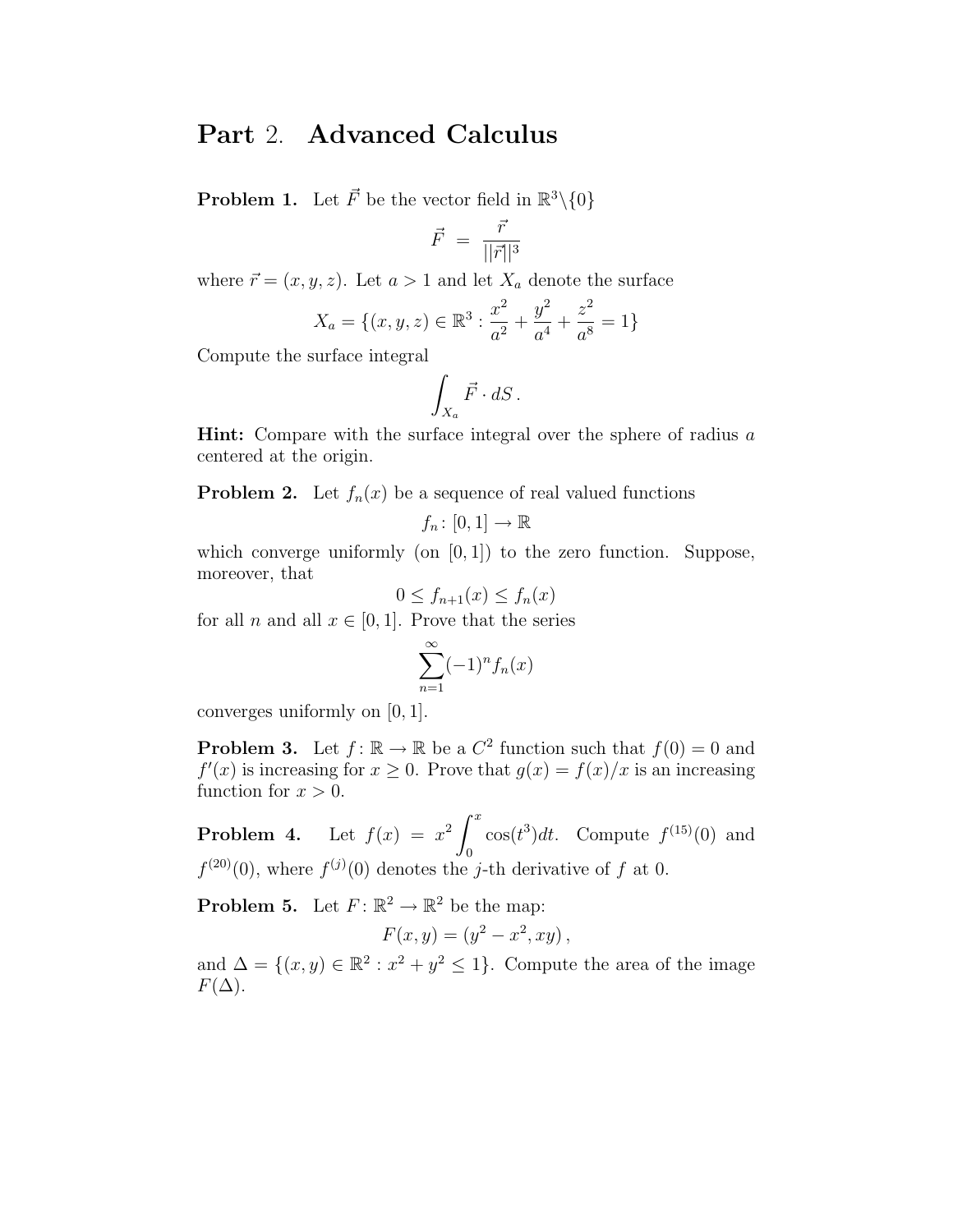# Part 2. Advanced Calculus

**Problem 1.** Let $\vec{F}$ be the vector field in $\mathbb{R}^3 \backslash \{0\}$

$$\vec{F} \;=\; \frac{\vec{r}}{||\vec{r}||^3}$$

where $\vec{r} = (x, y, z)$. Let $a > 1$ and let $X_a$ denote the surface

$$X_a = \{(x, y, z) \in \mathbb{R}^3 : \frac{x^2}{a^2} + \frac{y^2}{a^4} + \frac{z^2}{a^8} = 1\}$$

Compute the surface integral

$$\int_{X_a} \vec{F} \cdot dS \, .$$

**Hint:** Compare with the surface integral over the sphere of radius $a$ centered at the origin.

**Problem 2.** Let $f_n(x)$ be a sequence of real valued functions

$$f_n \colon [0, 1] \to \mathbb{R}$$

which converge uniformly (on $[0, 1]$) to the zero function. Suppose, moreover, that

$$0 \leq f_{n+1}(x) \leq f_n(x)$$

for all $n$ and all $x \in [0, 1]$. Prove that the series

$$\sum_{n=1}^{\infty} (-1)^n f_n(x)$$

converges uniformly on $[0, 1]$.

**Problem 3.** Let $f \colon \mathbb{R} \to \mathbb{R}$ be a $C^2$ function such that $f(0) = 0$ and $f'(x)$ is increasing for $x \geq 0$. Prove that $g(x) = f(x)/x$ is an increasing function for $x > 0$.

**Problem 4.** Let $f(x) = x^2 \displaystyle\int_0^x \cos(t^3) dt$. Compute $f^{(15)}(0)$ and $f^{(20)}(0)$, where $f^{(j)}(0)$ denotes the $j$-th derivative of $f$ at 0.

**Problem 5.** Let $F \colon \mathbb{R}^2 \to \mathbb{R}^2$ be the map:

$$F(x, y) = (y^2 - x^2, xy) \, ,$$

and $\Delta = \{(x, y) \in \mathbb{R}^2 : x^2 + y^2 \leq 1\}$. Compute the area of the image $F(\Delta)$.